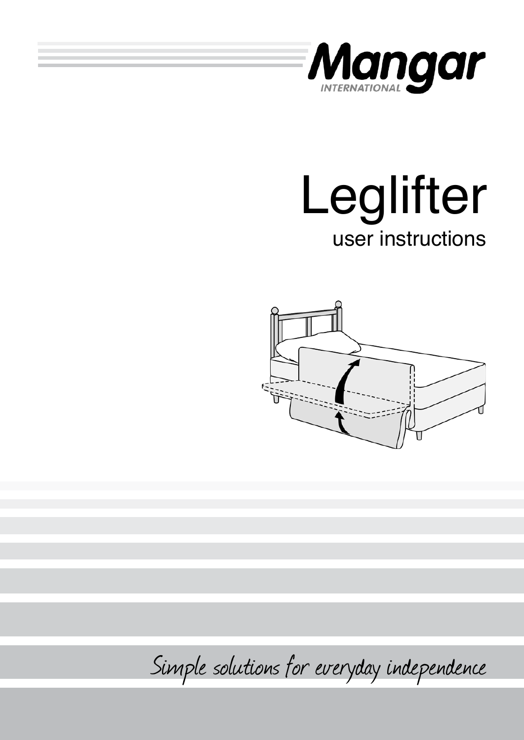Mangar

INTERNATIONAL

# Leglifter

## user instructions

*Simple solutions for everyday independence*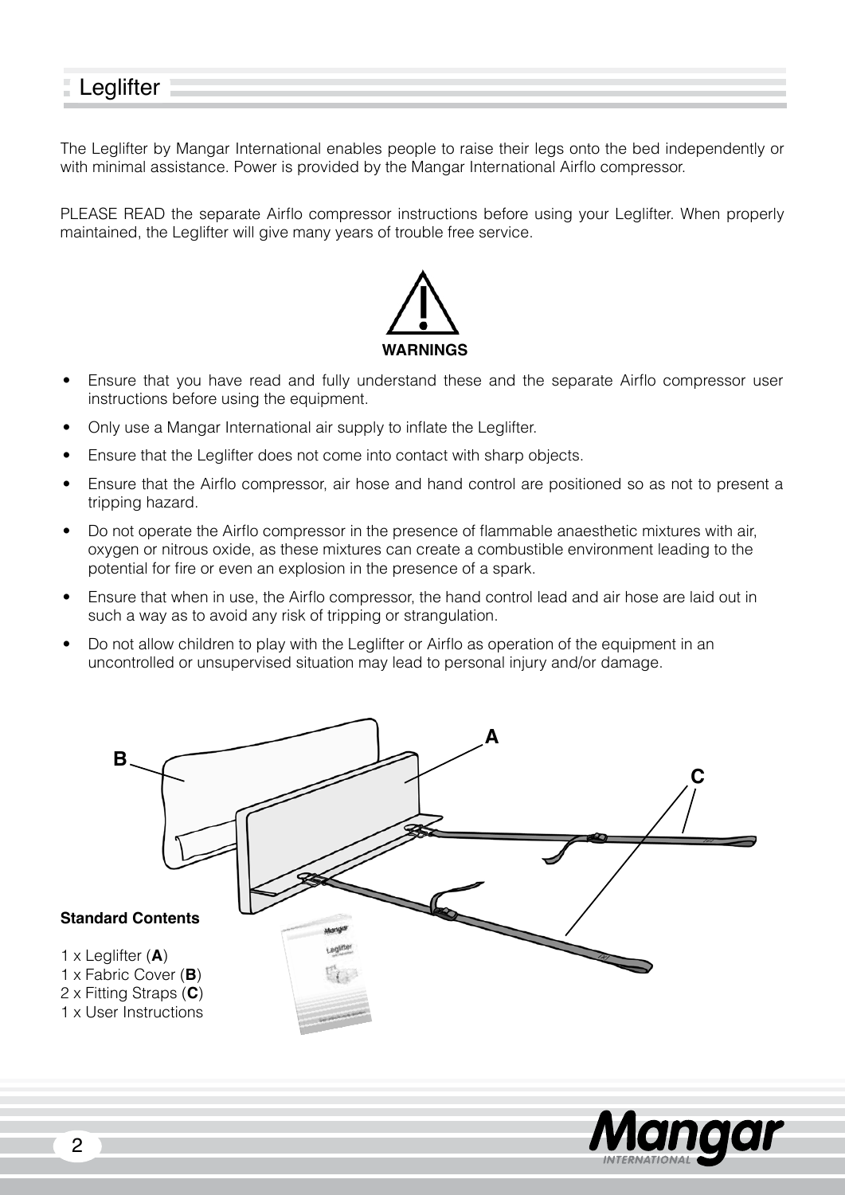## Leglifter

The Leglifter by Mangar International enables people to raise their legs onto the bed independently or with minimal assistance. Power is provided by the Mangar International Airflo compressor.

PLEASE READ the separate Airflo compressor instructions before using your Leglifter. When properly maintained, the Leglifter will give many years of trouble free service.

**WARNINGS**

- Ensure that you have read and fully understand these and the separate Airflo compressor user instructions before using the equipment.
- Only use a Mangar International air supply to inflate the Leglifter.
- Ensure that the Leglifter does not come into contact with sharp objects.
- Ensure that the Airflo compressor, air hose and hand control are positioned so as not to present a tripping hazard.
- Do not operate the Airflo compressor in the presence of flammable anaesthetic mixtures with air, oxygen or nitrous oxide, as these mixtures can create a combustible environment leading to the potential for fire or even an explosion in the presence of a spark.
- Ensure that when in use, the Airflo compressor, the hand control lead and air hose are laid out in such a way as to avoid any risk of tripping or strangulation.
- Do not allow children to play with the Leglifter or Airflo as operation of the equipment in an uncontrolled or unsupervised situation may lead to personal injury and/or damage.

**Standard Contents**

1 x Leglifter (**A**)
1 x Fabric Cover (**B**)
2 x Fitting Straps (**C**)
1 x User Instructions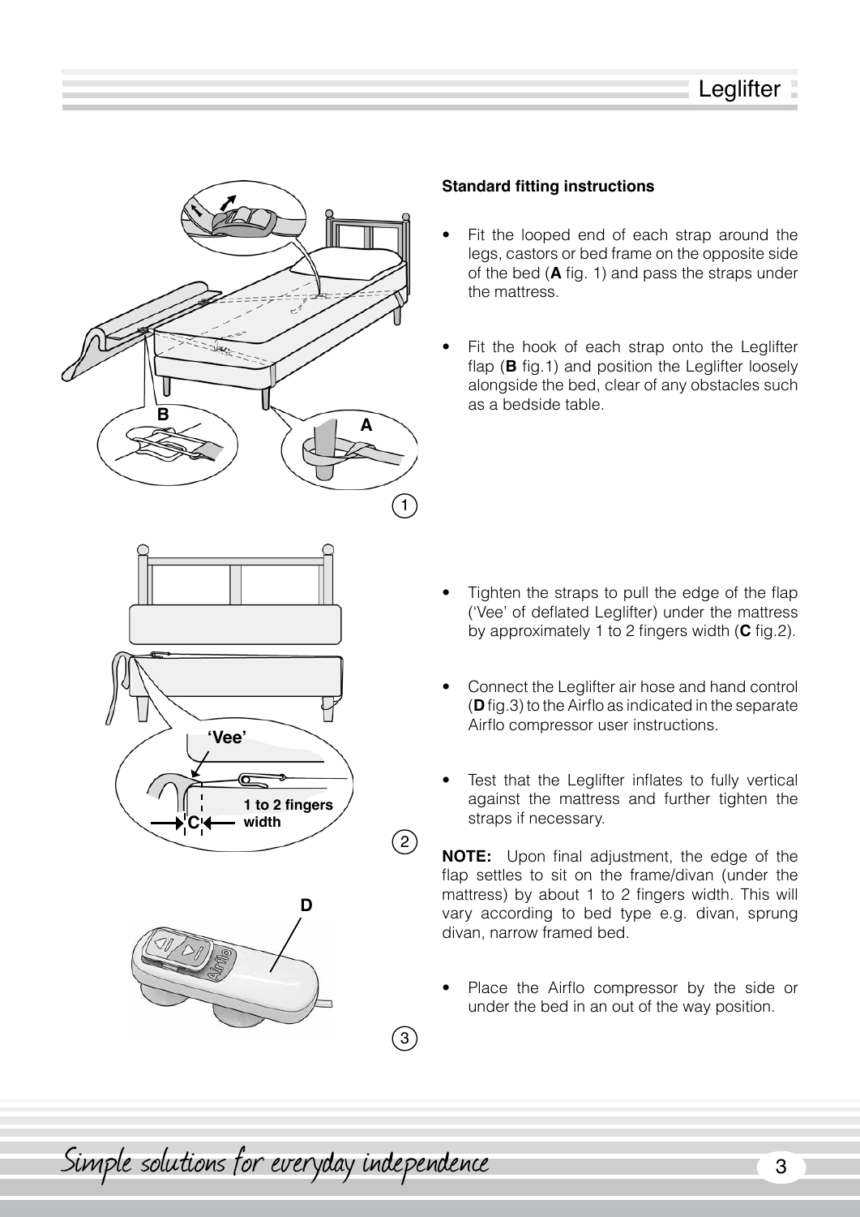### Standard fitting instructions

- Fit the looped end of each strap around the legs, castors or bed frame on the opposite side of the bed (**A** fig. 1) and pass the straps under the mattress.
- Fit the hook of each strap onto the Leglifter flap (**B** fig.1) and position the Leglifter loosely alongside the bed, clear of any obstacles such as a bedside table.
- Tighten the straps to pull the edge of the flap ('Vee' of deflated Leglifter) under the mattress by approximately 1 to 2 fingers width (**C** fig.2).
- Connect the Leglifter air hose and hand control (**D** fig.3) to the Airflo as indicated in the separate Airflo compressor user instructions.
- Test that the Leglifter inflates to fully vertical against the mattress and further tighten the straps if necessary.

**NOTE:** Upon final adjustment, the edge of the flap settles to sit on the frame/divan (under the mattress) by about 1 to 2 fingers width. This will vary according to bed type e.g. divan, sprung divan, narrow framed bed.

- Place the Airflo compressor by the side or under the bed in an out of the way position.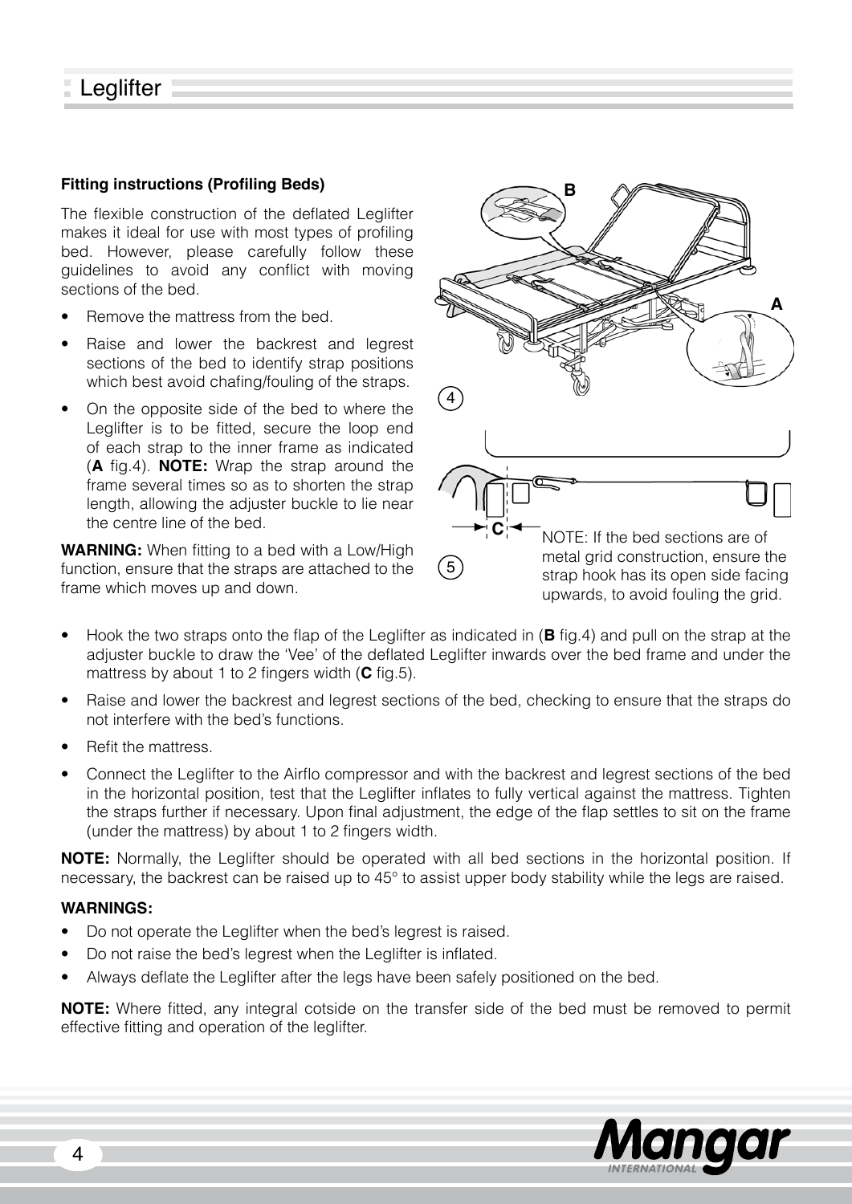# Leglifter

### Fitting instructions (Profiling Beds)

The flexible construction of the deflated Leglifter makes it ideal for use with most types of profiling bed. However, please carefully follow these guidelines to avoid any conflict with moving sections of the bed.

- Remove the mattress from the bed.
- Raise and lower the backrest and legrest sections of the bed to identify strap positions which best avoid chafing/fouling of the straps.
- On the opposite side of the bed to where the Leglifter is to be fitted, secure the loop end of each strap to the inner frame as indicated (**A** fig.4). **NOTE:** Wrap the strap around the frame several times so as to shorten the strap length, allowing the adjuster buckle to lie near the centre line of the bed.

**WARNING:** When fitting to a bed with a Low/High function, ensure that the straps are attached to the frame which moves up and down.

NOTE: If the bed sections are of metal grid construction, ensure the strap hook has its open side facing upwards, to avoid fouling the grid.

- Hook the two straps onto the flap of the Leglifter as indicated in (**B** fig.4) and pull on the strap at the adjuster buckle to draw the 'Vee' of the deflated Leglifter inwards over the bed frame and under the mattress by about 1 to 2 fingers width (**C** fig.5).
- Raise and lower the backrest and legrest sections of the bed, checking to ensure that the straps do not interfere with the bed's functions.
- Refit the mattress.
- Connect the Leglifter to the Airflo compressor and with the backrest and legrest sections of the bed in the horizontal position, test that the Leglifter inflates to fully vertical against the mattress. Tighten the straps further if necessary. Upon final adjustment, the edge of the flap settles to sit on the frame (under the mattress) by about 1 to 2 fingers width.

**NOTE:** Normally, the Leglifter should be operated with all bed sections in the horizontal position. If necessary, the backrest can be raised up to 45° to assist upper body stability while the legs are raised.

**WARNINGS:**

- Do not operate the Leglifter when the bed's legrest is raised.
- Do not raise the bed's legrest when the Leglifter is inflated.
- Always deflate the Leglifter after the legs have been safely positioned on the bed.

**NOTE:** Where fitted, any integral cotside on the transfer side of the bed must be removed to permit effective fitting and operation of the leglifter.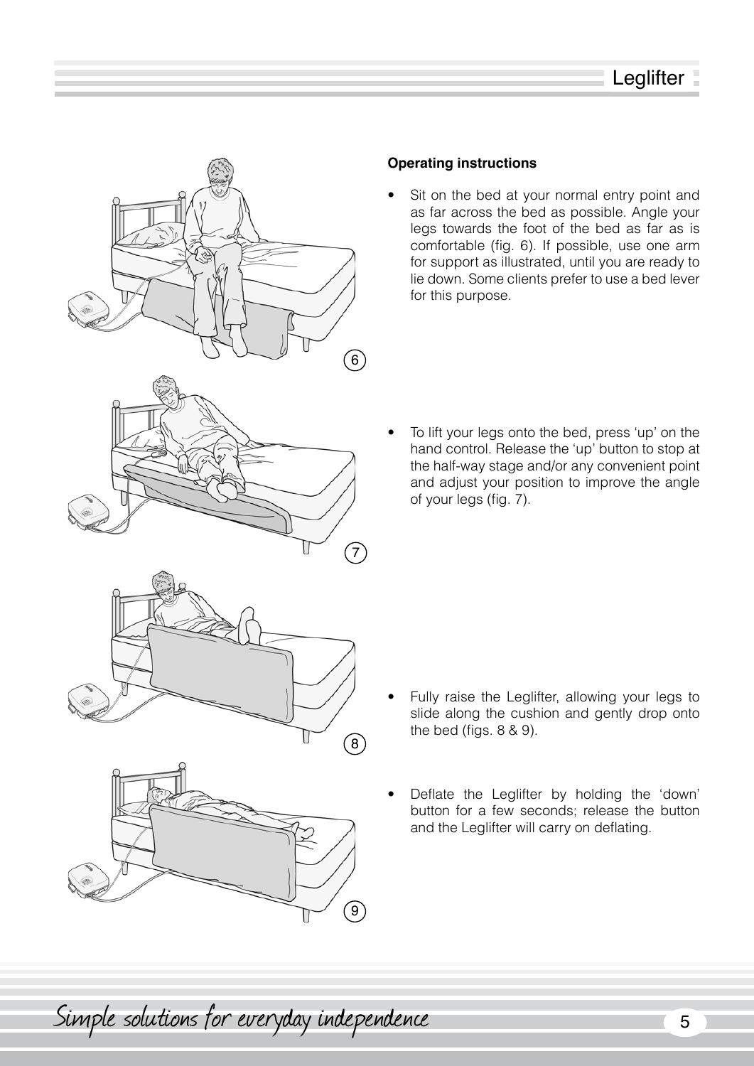**Operating instructions**

- Sit on the bed at your normal entry point and as far across the bed as possible. Angle your legs towards the foot of the bed as far as is comfortable (fig. 6). If possible, use one arm for support as illustrated, until you are ready to lie down. Some clients prefer to use a bed lever for this purpose.

- To lift your legs onto the bed, press 'up' on the hand control. Release the 'up' button to stop at the half-way stage and/or any convenient point and adjust your position to improve the angle of your legs (fig. 7).

- Fully raise the Leglifter, allowing your legs to slide along the cushion and gently drop onto the bed (figs. 8 & 9).

- Deflate the Leglifter by holding the 'down' button for a few seconds; release the button and the Leglifter will carry on deflating.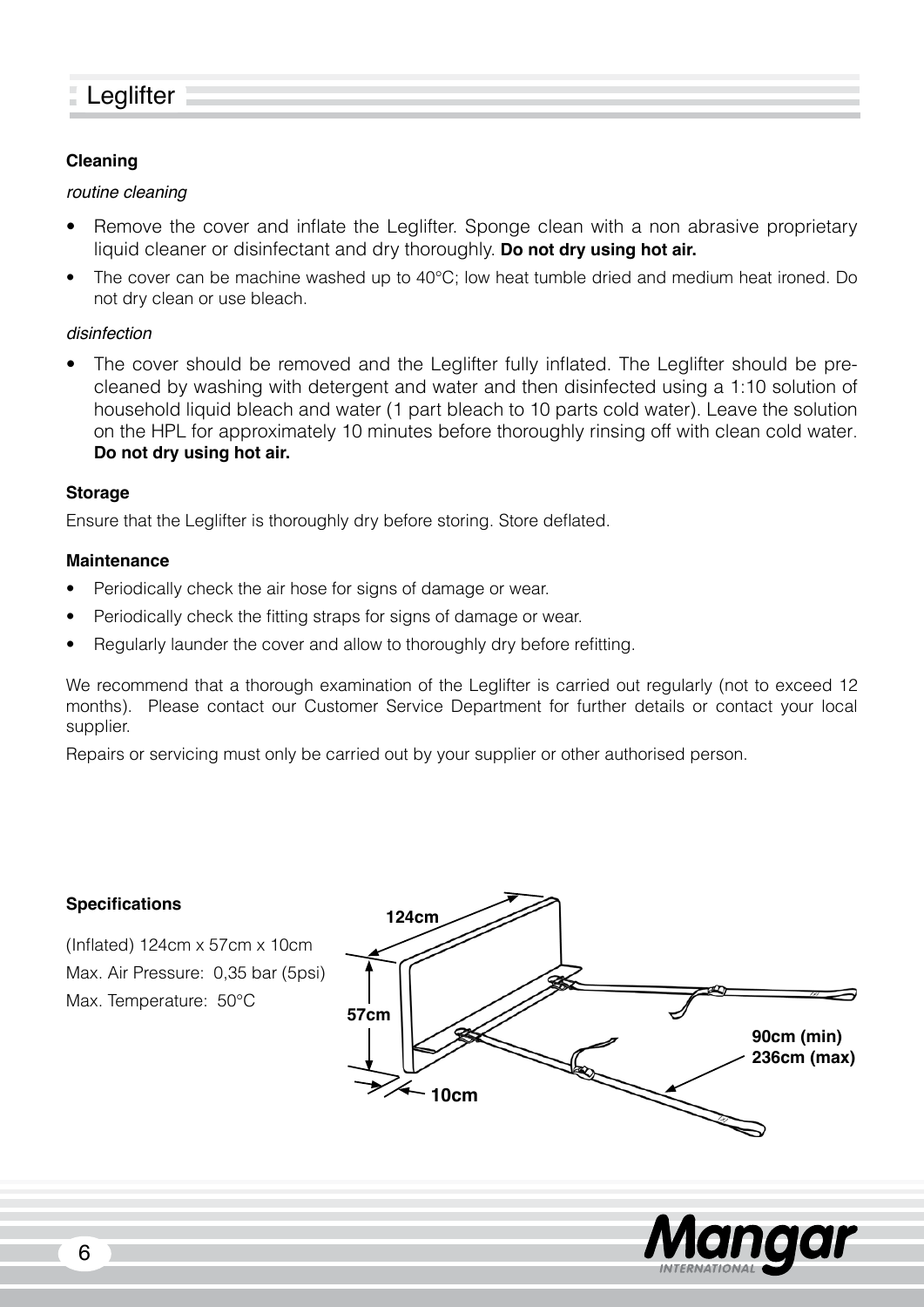# Leglifter

### Cleaning

*routine cleaning*

- Remove the cover and inflate the Leglifter. Sponge clean with a non abrasive proprietary liquid cleaner or disinfectant and dry thoroughly. **Do not dry using hot air.**
- The cover can be machine washed up to 40°C; low heat tumble dried and medium heat ironed. Do not dry clean or use bleach.

*disinfection*

- The cover should be removed and the Leglifter fully inflated. The Leglifter should be pre-cleaned by washing with detergent and water and then disinfected using a 1:10 solution of household liquid bleach and water (1 part bleach to 10 parts cold water). Leave the solution on the HPL for approximately 10 minutes before thoroughly rinsing off with clean cold water. **Do not dry using hot air.**

### Storage

Ensure that the Leglifter is thoroughly dry before storing. Store deflated.

### Maintenance

- Periodically check the air hose for signs of damage or wear.
- Periodically check the fitting straps for signs of damage or wear.
- Regularly launder the cover and allow to thoroughly dry before refitting.

We recommend that a thorough examination of the Leglifter is carried out regularly (not to exceed 12 months). Please contact our Customer Service Department for further details or contact your local supplier.

Repairs or servicing must only be carried out by your supplier or other authorised person.

### Specifications

(Inflated) 124cm x 57cm x 10cm

Max. Air Pressure: 0,35 bar (5psi)

Max. Temperature: 50°C

124cm

57cm

10cm

90cm (min)
236cm (max)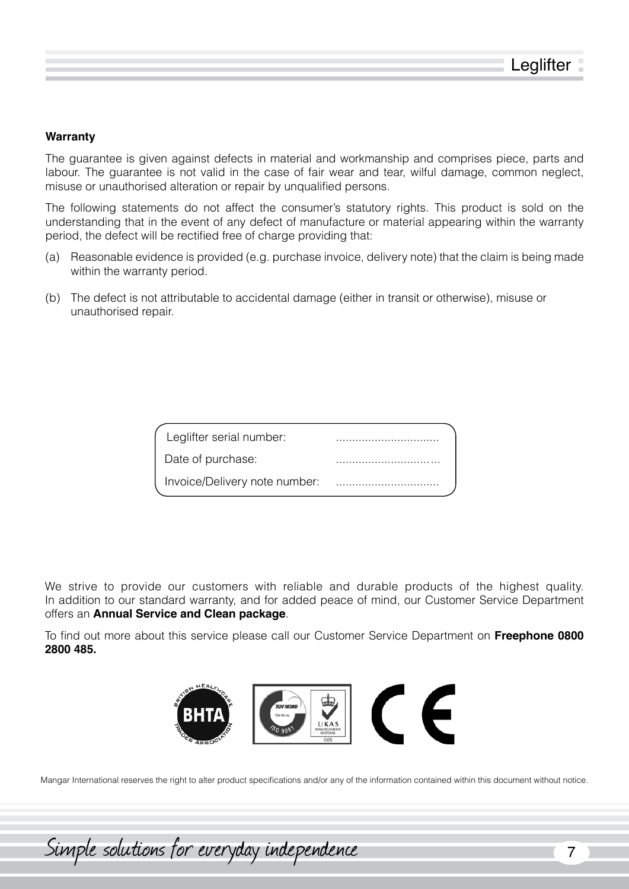**Warranty**

The guarantee is given against defects in material and workmanship and comprises piece, parts and labour. The guarantee is not valid in the case of fair wear and tear, wilful damage, common neglect, misuse or unauthorised alteration or repair by unqualified persons.

The following statements do not affect the consumer's statutory rights. This product is sold on the understanding that in the event of any defect of manufacture or material appearing within the warranty period, the defect will be rectified free of charge providing that:

(a) Reasonable evidence is provided (e.g. purchase invoice, delivery note) that the claim is being made within the warranty period.

(b) The defect is not attributable to accidental damage (either in transit or otherwise), misuse or unauthorised repair.

| | |
|---|---|
| Leglifter serial number: | ................................ |
| Date of purchase: | ................................ |
| Invoice/Delivery note number: | ................................ |

We strive to provide our customers with reliable and durable products of the highest quality. In addition to our standard warranty, and for added peace of mind, our Customer Service Department offers an **Annual Service and Clean package**.

To find out more about this service please call our Customer Service Department on **Freephone 0800 2800 485.**

Mangar International reserves the right to alter product specifications and/or any of the information contained within this document without notice.

Simple solutions for everyday independence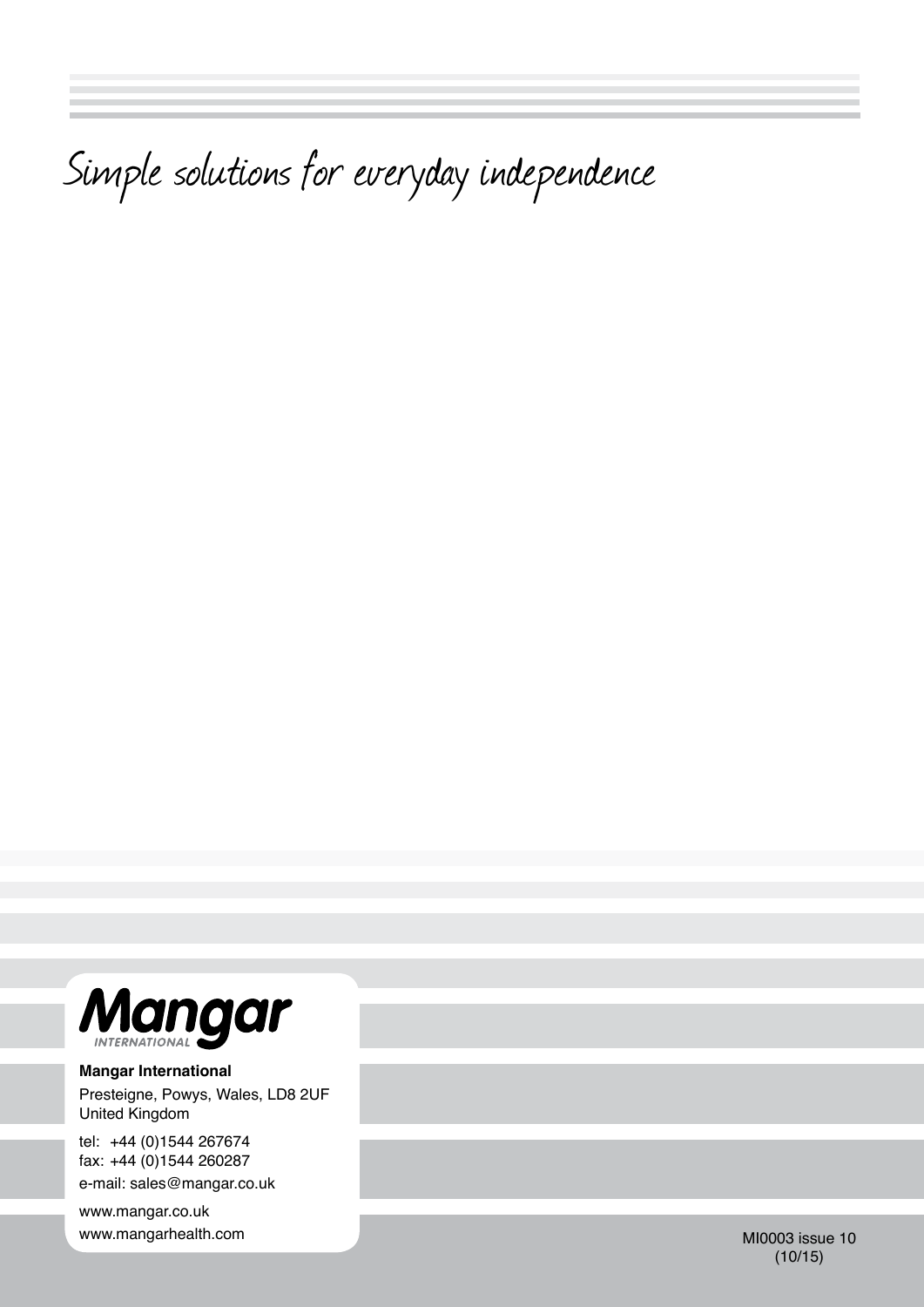Simple solutions for everyday independence

Mangar INTERNATIONAL

**Mangar International**

Presteigne, Powys, Wales, LD8 2UF
United Kingdom

tel: +44 (0)1544 267674
fax: +44 (0)1544 260287
e-mail: sales@mangar.co.uk

www.mangar.co.uk
www.mangarhealth.com

MI0003 issue 10
(10/15)